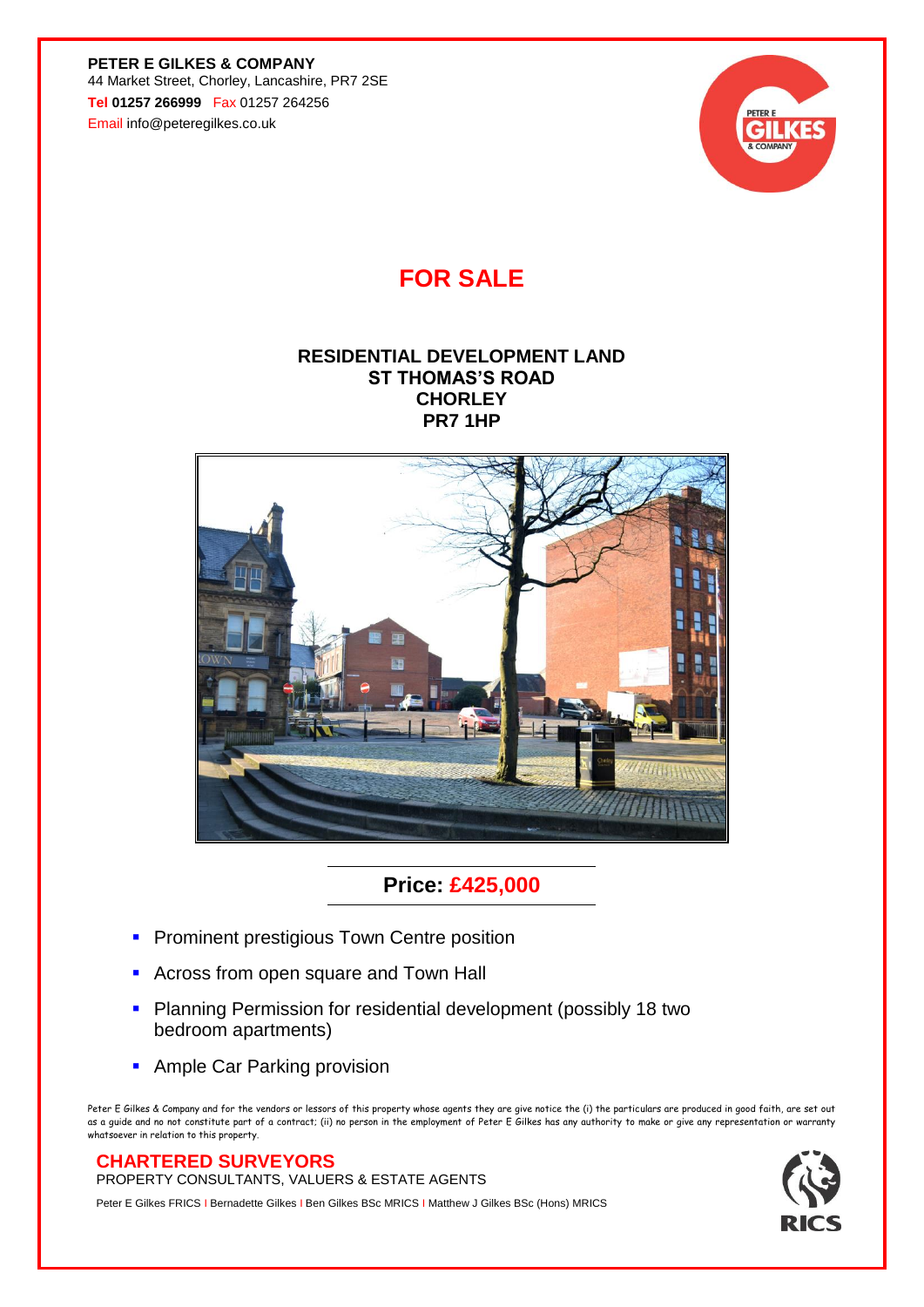**PETER E GILKES & COMPANY**
44 Market Street, Chorley, Lancashire, PR7 2SE
Tel **01257 266999** Fax 01257 264256
Email info@peteregilkes.co.uk

# FOR SALE

## RESIDENTIAL DEVELOPMENT LAND
## ST THOMAS'S ROAD
## CHORLEY
## PR7 1HP

## Price: £425,000

- Prominent prestigious Town Centre position
- Across from open square and Town Hall
- Planning Permission for residential development (possibly 18 two bedroom apartments)
- Ample Car Parking provision

Peter E Gilkes & Company and for the vendors or lessors of this property whose agents they are give notice the (i) the particulars are produced in good faith, are set out as a guide and no not constitute part of a contract; (ii) no person in the employment of Peter E Gilkes has any authority to make or give any representation or warranty whatsoever in relation to this property.

**CHARTERED SURVEYORS**
PROPERTY CONSULTANTS, VALUERS & ESTATE AGENTS

Peter E Gilkes FRICS I Bernadette Gilkes I Ben Gilkes BSc MRICS I Matthew J Gilkes BSc (Hons) MRICS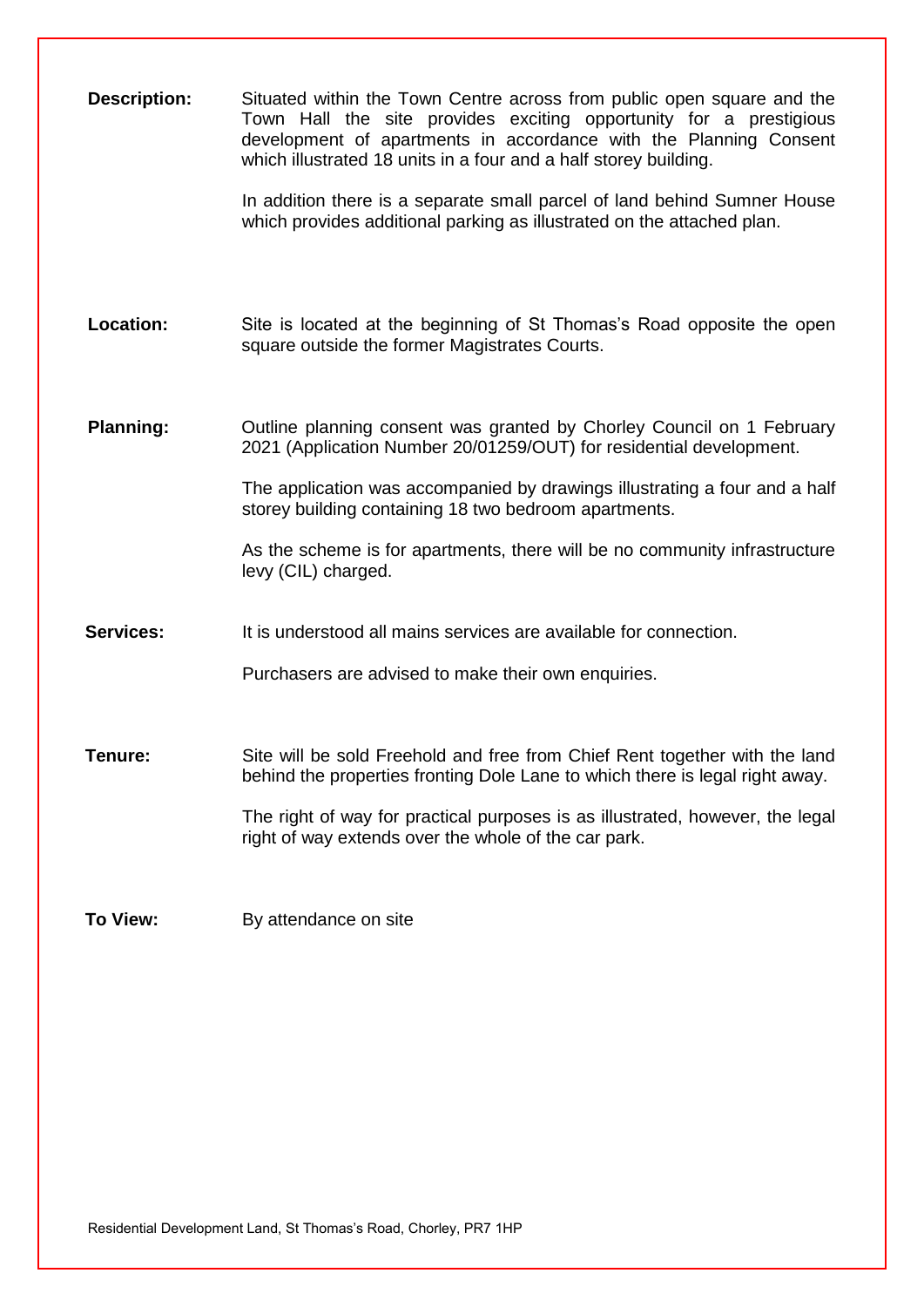**Description:** Situated within the Town Centre across from public open square and the Town Hall the site provides exciting opportunity for a prestigious development of apartments in accordance with the Planning Consent which illustrated 18 units in a four and a half storey building.

In addition there is a separate small parcel of land behind Sumner House which provides additional parking as illustrated on the attached plan.

**Location:** Site is located at the beginning of St Thomas's Road opposite the open square outside the former Magistrates Courts.

**Planning:** Outline planning consent was granted by Chorley Council on 1 February 2021 (Application Number 20/01259/OUT) for residential development.

The application was accompanied by drawings illustrating a four and a half storey building containing 18 two bedroom apartments.

As the scheme is for apartments, there will be no community infrastructure levy (CIL) charged.

**Services:** It is understood all mains services are available for connection.

Purchasers are advised to make their own enquiries.

**Tenure:** Site will be sold Freehold and free from Chief Rent together with the land behind the properties fronting Dole Lane to which there is legal right away.

The right of way for practical purposes is as illustrated, however, the legal right of way extends over the whole of the car park.

**To View:** By attendance on site

Residential Development Land, St Thomas's Road, Chorley, PR7 1HP